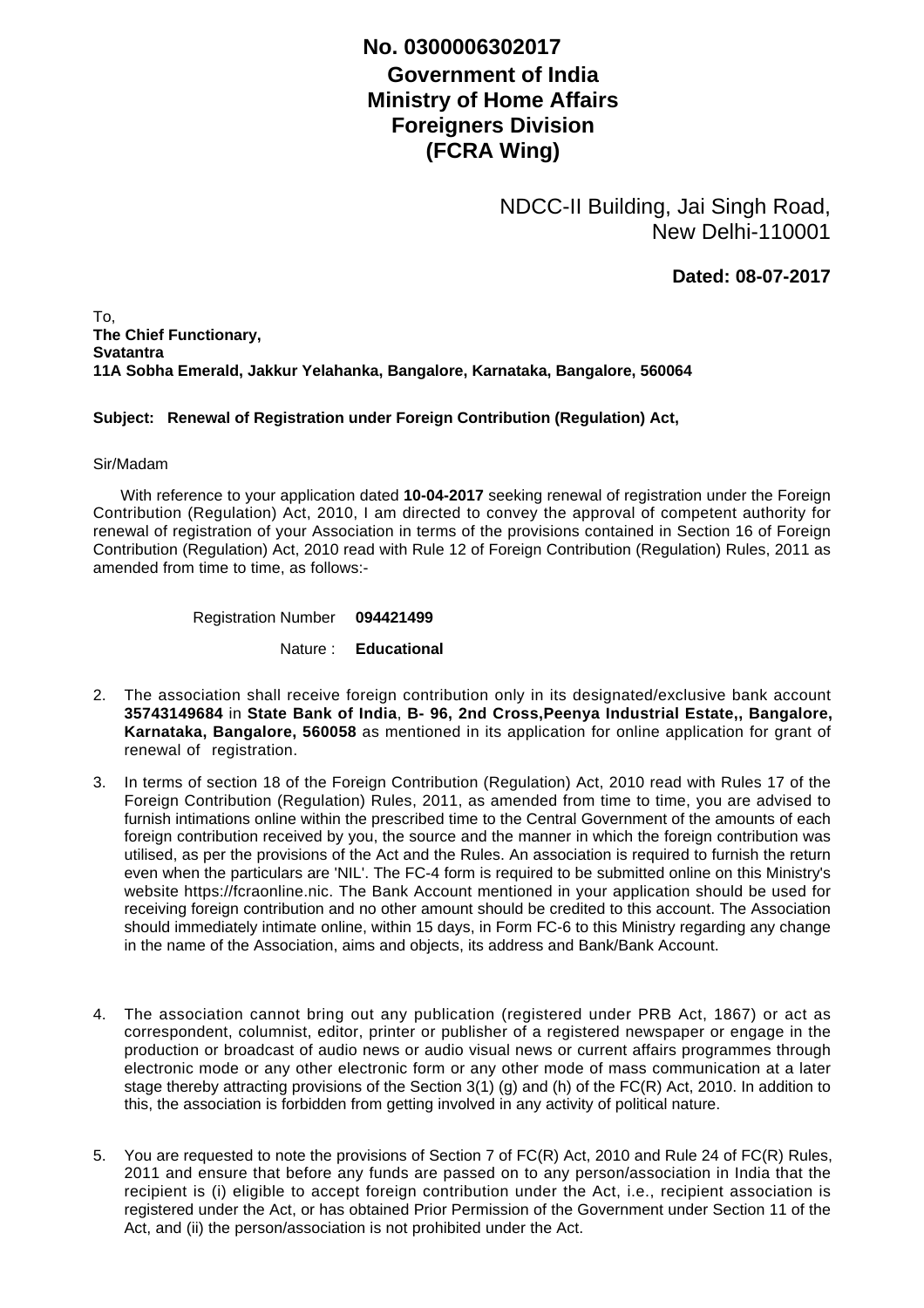**No. 0300006302017**

**Government of India**
**Ministry of Home Affairs**
**Foreigners Division**
**(FCRA Wing)**

NDCC-II Building, Jai Singh Road,
New Delhi-110001

**Dated: 08-07-2017**

To,
**The Chief Functionary,**
**Svatantra**
**11A Sobha Emerald, Jakkur Yelahanka, Bangalore, Karnataka, Bangalore, 560064**

**Subject: Renewal of Registration under Foreign Contribution (Regulation) Act,**

Sir/Madam

With reference to your application dated **10-04-2017** seeking renewal of registration under the Foreign Contribution (Regulation) Act, 2010, I am directed to convey the approval of competent authority for renewal of registration of your Association in terms of the provisions contained in Section 16 of Foreign Contribution (Regulation) Act, 2010 read with Rule 12 of Foreign Contribution (Regulation) Rules, 2011 as amended from time to time, as follows:-

Registration Number **094421499**

Nature : **Educational**

2. The association shall receive foreign contribution only in its designated/exclusive bank account **35743149684** in **State Bank of India**, **B- 96, 2nd Cross,Peenya Industrial Estate,, Bangalore, Karnataka, Bangalore, 560058** as mentioned in its application for online application for grant of renewal of registration.

3. In terms of section 18 of the Foreign Contribution (Regulation) Act, 2010 read with Rules 17 of the Foreign Contribution (Regulation) Rules, 2011, as amended from time to time, you are advised to furnish intimations online within the prescribed time to the Central Government of the amounts of each foreign contribution received by you, the source and the manner in which the foreign contribution was utilised, as per the provisions of the Act and the Rules. An association is required to furnish the return even when the particulars are 'NIL'. The FC-4 form is required to be submitted online on this Ministry's website https://fcraonline.nic. The Bank Account mentioned in your application should be used for receiving foreign contribution and no other amount should be credited to this account. The Association should immediately intimate online, within 15 days, in Form FC-6 to this Ministry regarding any change in the name of the Association, aims and objects, its address and Bank/Bank Account.

4. The association cannot bring out any publication (registered under PRB Act, 1867) or act as correspondent, columnist, editor, printer or publisher of a registered newspaper or engage in the production or broadcast of audio news or audio visual news or current affairs programmes through electronic mode or any other electronic form or any other mode of mass communication at a later stage thereby attracting provisions of the Section 3(1) (g) and (h) of the FC(R) Act, 2010. In addition to this, the association is forbidden from getting involved in any activity of political nature.

5. You are requested to note the provisions of Section 7 of FC(R) Act, 2010 and Rule 24 of FC(R) Rules, 2011 and ensure that before any funds are passed on to any person/association in India that the recipient is (i) eligible to accept foreign contribution under the Act, i.e., recipient association is registered under the Act, or has obtained Prior Permission of the Government under Section 11 of the Act, and (ii) the person/association is not prohibited under the Act.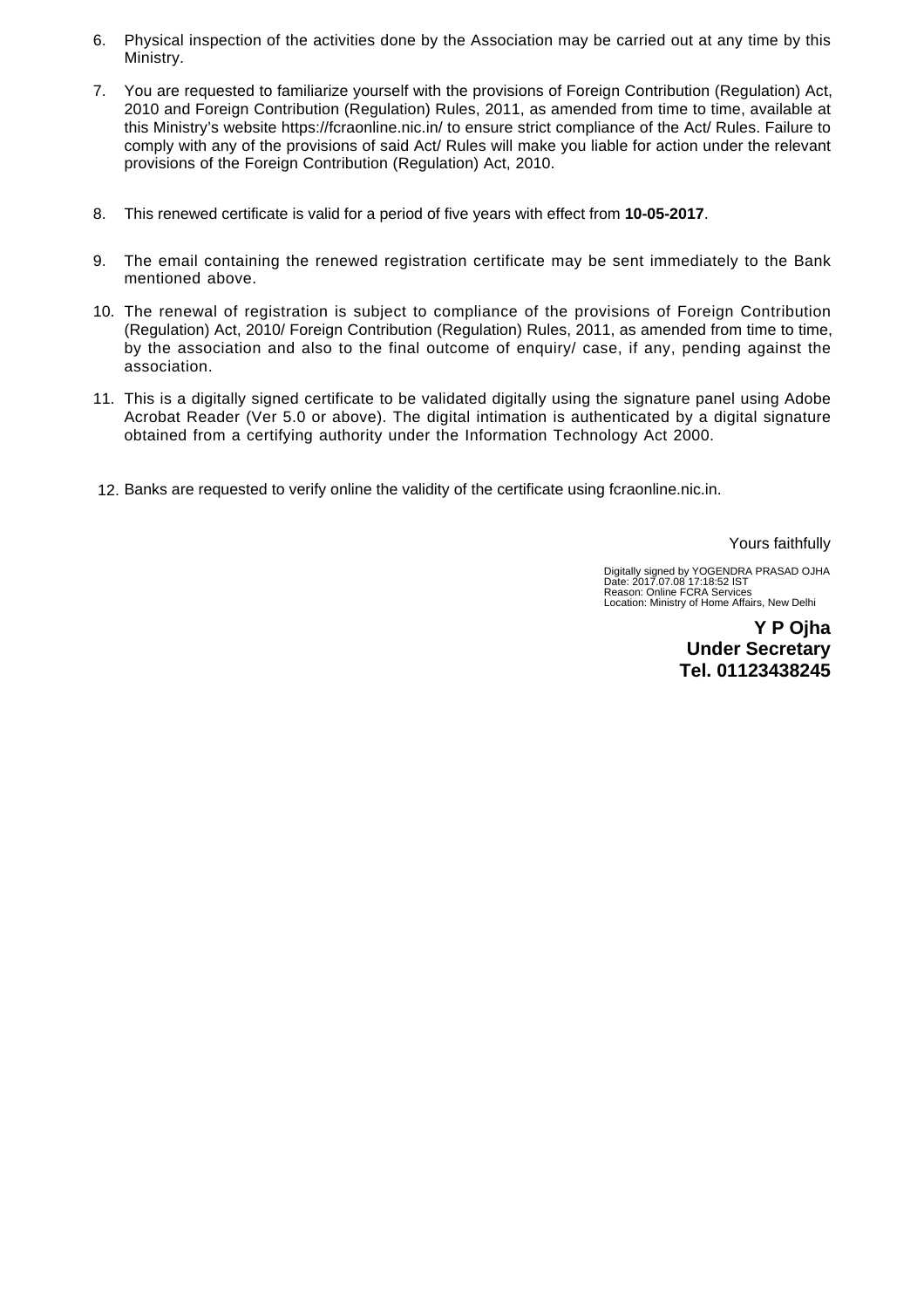6. Physical inspection of the activities done by the Association may be carried out at any time by this Ministry.

7. You are requested to familiarize yourself with the provisions of Foreign Contribution (Regulation) Act, 2010 and Foreign Contribution (Regulation) Rules, 2011, as amended from time to time, available at this Ministry's website https://fcraonline.nic.in/ to ensure strict compliance of the Act/ Rules. Failure to comply with any of the provisions of said Act/ Rules will make you liable for action under the relevant provisions of the Foreign Contribution (Regulation) Act, 2010.

8. This renewed certificate is valid for a period of five years with effect from **10-05-2017**.

9. The email containing the renewed registration certificate may be sent immediately to the Bank mentioned above.

10. The renewal of registration is subject to compliance of the provisions of Foreign Contribution (Regulation) Act, 2010/ Foreign Contribution (Regulation) Rules, 2011, as amended from time to time, by the association and also to the final outcome of enquiry/ case, if any, pending against the association.

11. This is a digitally signed certificate to be validated digitally using the signature panel using Adobe Acrobat Reader (Ver 5.0 or above). The digital intimation is authenticated by a digital signature obtained from a certifying authority under the Information Technology Act 2000.

12. Banks are requested to verify online the validity of the certificate using fcraonline.nic.in.

Yours faithfully

Digitally signed by YOGENDRA PRASAD OJHA
Date: 2017.07.08 17:18:52 IST
Reason: Online FCRA Services
Location: Ministry of Home Affairs, New Delhi

**Y P Ojha**
**Under Secretary**
**Tel. 01123438245**